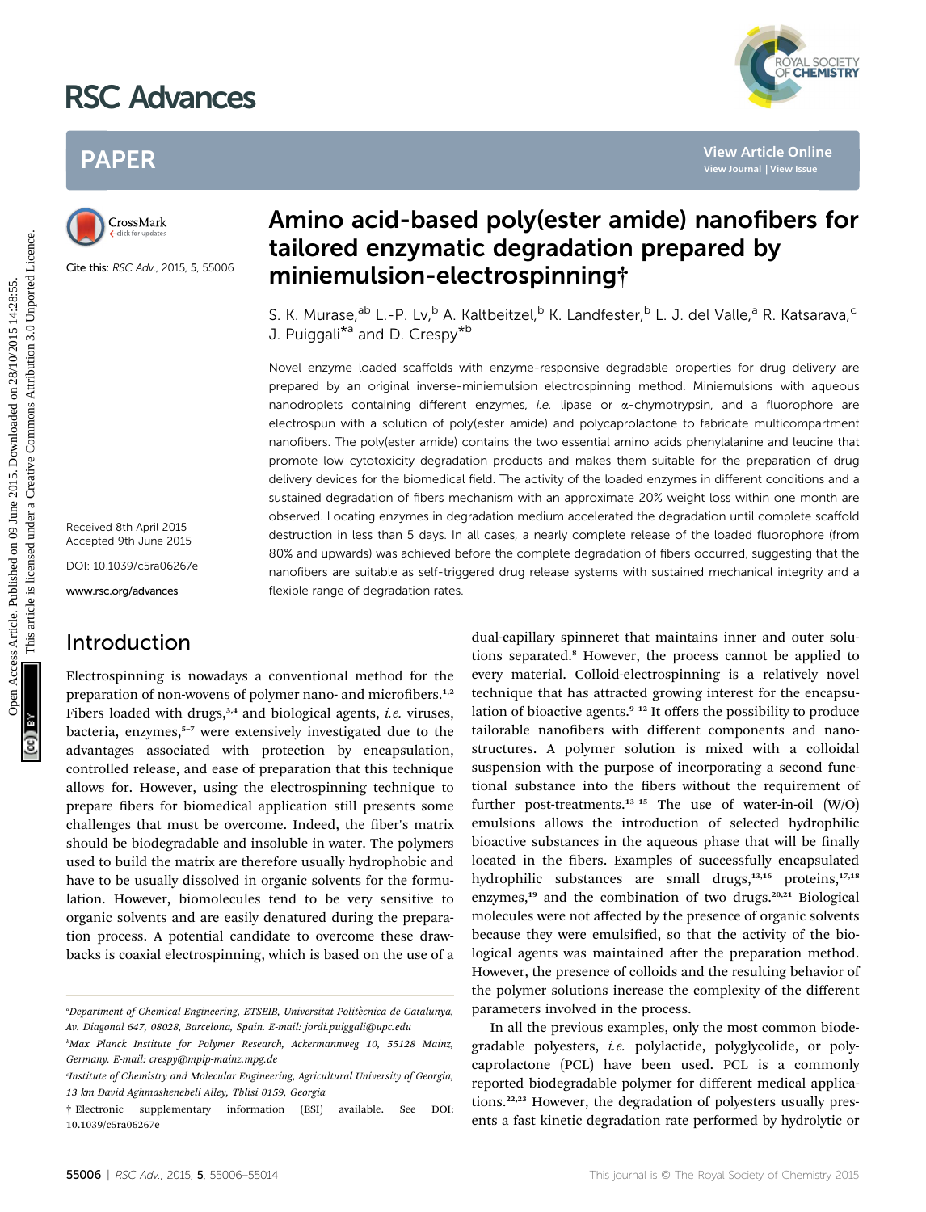# Amino acid-based poly(ester amide) nanofibers for tailored enzymatic degradation prepared by miniemulsion-electrospinning†

S. K. Murase,[ab] L.-P. Lv,[b] A. Kaltbeitzel,[b] K. Landfester,[b] L. J. del Valle,[a] R. Katsarava,[c] J. Puiggali*[a] and D. Crespy*[b]

Cite this: *RSC Adv.*, 2015, **5**, 55006

Received 8th April 2015
Accepted 9th June 2015

DOI: 10.1039/c5ra06267e

www.rsc.org/advances

Novel enzyme loaded scaffolds with enzyme-responsive degradable properties for drug delivery are prepared by an original inverse-miniemulsion electrospinning method. Miniemulsions with aqueous nanodroplets containing different enzymes, *i.e.* lipase or α-chymotrypsin, and a fluorophore are electrospun with a solution of poly(ester amide) and polycaprolactone to fabricate multicompartment nanofibers. The poly(ester amide) contains the two essential amino acids phenylalanine and leucine that promote low cytotoxicity degradation products and makes them suitable for the preparation of drug delivery devices for the biomedical field. The activity of the loaded enzymes in different conditions and a sustained degradation of fibers mechanism with an approximate 20% weight loss within one month are observed. Locating enzymes in degradation medium accelerated the degradation until complete scaffold destruction in less than 5 days. In all cases, a nearly complete release of the loaded fluorophore (from 80% and upwards) was achieved before the complete degradation of fibers occurred, suggesting that the nanofibers are suitable as self-triggered drug release systems with sustained mechanical integrity and a flexible range of degradation rates.

## Introduction

Electrospinning is nowadays a conventional method for the preparation of non-wovens of polymer nano- and microfibers.[1,2] Fibers loaded with drugs,[3,4] and biological agents, *i.e.* viruses, bacteria, enzymes,[5–7] were extensively investigated due to the advantages associated with protection by encapsulation, controlled release, and ease of preparation that this technique allows for. However, using the electrospinning technique to prepare fibers for biomedical application still presents some challenges that must be overcome. Indeed, the fiber's matrix should be biodegradable and insoluble in water. The polymers used to build the matrix are therefore usually hydrophobic and have to be usually dissolved in organic solvents for the formulation. However, biomolecules tend to be very sensitive to organic solvents and are easily denatured during the preparation process. A potential candidate to overcome these drawbacks is coaxial electrospinning, which is based on the use of a dual-capillary spinneret that maintains inner and outer solutions separated.[8] However, the process cannot be applied to every material. Colloid-electrospinning is a relatively novel technique that has attracted growing interest for the encapsulation of bioactive agents.[9–12] It offers the possibility to produce tailorable nanofibers with different components and nanostructures. A polymer solution is mixed with a colloidal suspension with the purpose of incorporating a second functional substance into the fibers without the requirement of further post-treatments.[13–15] The use of water-in-oil (W/O) emulsions allows the introduction of selected hydrophilic bioactive substances in the aqueous phase that will be finally located in the fibers. Examples of successfully encapsulated hydrophilic substances are small drugs,[13,16] proteins,[17,18] enzymes,[19] and the combination of two drugs.[20,21] Biological molecules were not affected by the presence of organic solvents because they were emulsified, so that the activity of the biological agents was maintained after the preparation method. However, the presence of colloids and the resulting behavior of the polymer solutions increase the complexity of the different parameters involved in the process.

In all the previous examples, only the most common biodegradable polyesters, *i.e.* polylactide, polyglycolide, or polycaprolactone (PCL) have been used. PCL is a commonly reported biodegradable polymer for different medical applications.[22,23] However, the degradation of polyesters usually presents a fast kinetic degradation rate performed by hydrolytic or

[a]Department of Chemical Engineering, ETSEIB, Universitat Politècnica de Catalunya, Av. Diagonal 647, 08028, Barcelona, Spain. E-mail: jordi.puiggali@upc.edu

[b]Max Planck Institute for Polymer Research, Ackermannweg 10, 55128 Mainz, Germany. E-mail: crespy@mpip-mainz.mpg.de

[c]Institute of Chemistry and Molecular Engineering, Agricultural University of Georgia, 13 km David Aghmashenebeli Alley, Tblisi 0159, Georgia

† Electronic supplementary information (ESI) available. See DOI: 10.1039/c5ra06267e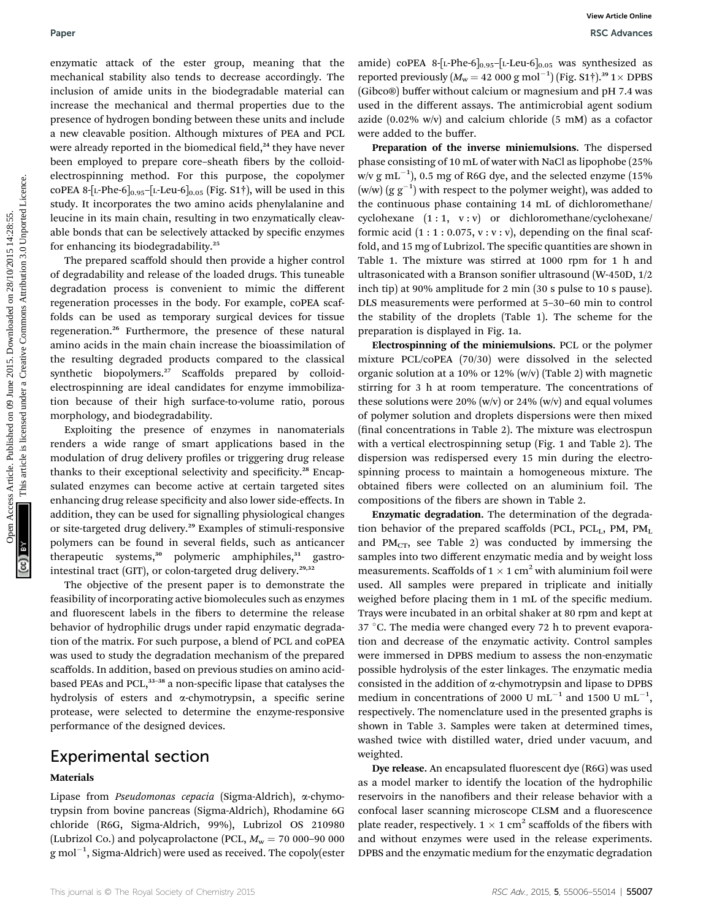enzymatic attack of the ester group, meaning that the mechanical stability also tends to decrease accordingly. The inclusion of amide units in the biodegradable material can increase the mechanical and thermal properties due to the presence of hydrogen bonding between these units and include a new cleavable position. Although mixtures of PEA and PCL were already reported in the biomedical field,[24] they have never been employed to prepare core–sheath fibers by the colloid-electrospinning method. For this purpose, the copolymer coPEA 8-[L-Phe-6]$_{0.95}$–[L-Leu-6]$_{0.05}$ (Fig. S1†), will be used in this study. It incorporates the two amino acids phenylalanine and leucine in its main chain, resulting in two enzymatically cleavable bonds that can be selectively attacked by specific enzymes for enhancing its biodegradability.[25]

The prepared scaffold should then provide a higher control of degradability and release of the loaded drugs. This tuneable degradation process is convenient to mimic the different regeneration processes in the body. For example, coPEA scaffolds can be used as temporary surgical devices for tissue regeneration.[26] Furthermore, the presence of these natural amino acids in the main chain increase the bioassimilation of the resulting degraded products compared to the classical synthetic biopolymers.[27] Scaffolds prepared by colloid-electrospinning are ideal candidates for enzyme immobilization because of their high surface-to-volume ratio, porous morphology, and biodegradability.

Exploiting the presence of enzymes in nanomaterials renders a wide range of smart applications based in the modulation of drug delivery profiles or triggering drug release thanks to their exceptional selectivity and specificity.[28] Encapsulated enzymes can become active at certain targeted sites enhancing drug release specificity and also lower side-effects. In addition, they can be used for signalling physiological changes or site-targeted drug delivery.[29] Examples of stimuli-responsive polymers can be found in several fields, such as anticancer therapeutic systems,[30] polymeric amphiphiles,[31] gastrointestinal tract (GIT), or colon-targeted drug delivery.[29,32]

The objective of the present paper is to demonstrate the feasibility of incorporating active biomolecules such as enzymes and fluorescent labels in the fibers to determine the release behavior of hydrophilic drugs under rapid enzymatic degradation of the matrix. For such purpose, a blend of PCL and coPEA was used to study the degradation mechanism of the prepared scaffolds. In addition, based on previous studies on amino acid-based PEAs and PCL,[33–38] a non-specific lipase that catalyses the hydrolysis of esters and α-chymotrypsin, a specific serine protease, were selected to determine the enzyme-responsive performance of the designed devices.

## Experimental section

### Materials

Lipase from *Pseudomonas cepacia* (Sigma-Aldrich), α-chymotrypsin from bovine pancreas (Sigma-Aldrich), Rhodamine 6G chloride (R6G, Sigma-Aldrich, 99%), Lubrizol OS 210980 (Lubrizol Co.) and polycaprolactone (PCL, $M_w$ = 70 000–90 000 g mol$^{-1}$, Sigma-Aldrich) were used as received. The copoly(ester amide) coPEA 8-[L-Phe-6]$_{0.95}$–[L-Leu-6]$_{0.05}$ was synthesized as reported previously ($M_w$ = 42 000 g mol$^{-1}$) (Fig. S1†).[39] 1× DPBS (Gibco®) buffer without calcium or magnesium and pH 7.4 was used in the different assays. The antimicrobial agent sodium azide (0.02% w/v) and calcium chloride (5 mM) as a cofactor were added to the buffer.

**Preparation of the inverse miniemulsions.** The dispersed phase consisting of 10 mL of water with NaCl as lipophobe (25% w/v g mL$^{-1}$), 0.5 mg of R6G dye, and the selected enzyme (15% (w/w) (g g$^{-1}$) with respect to the polymer weight), was added to the continuous phase containing 14 mL of dichloromethane/cyclohexane (1 : 1, v : v) or dichloromethane/cyclohexane/formic acid (1 : 1 : 0.075, v : v : v), depending on the final scaffold, and 15 mg of Lubrizol. The specific quantities are shown in Table 1. The mixture was stirred at 1000 rpm for 1 h and ultrasonicated with a Branson sonifier ultrasound (W-450D, 1/2 inch tip) at 90% amplitude for 2 min (30 s pulse to 10 s pause). DLS measurements were performed at 5–30–60 min to control the stability of the droplets (Table 1). The scheme for the preparation is displayed in Fig. 1a.

**Electrospinning of the miniemulsions.** PCL or the polymer mixture PCL/coPEA (70/30) were dissolved in the selected organic solution at a 10% or 12% (w/v) (Table 2) with magnetic stirring for 3 h at room temperature. The concentrations of these solutions were 20% (w/v) or 24% (w/v) and equal volumes of polymer solution and droplets dispersions were then mixed (final concentrations in Table 2). The mixture was electrospun with a vertical electrospinning setup (Fig. 1 and Table 2). The dispersion was redispersed every 15 min during the electrospinning process to maintain a homogeneous mixture. The obtained fibers were collected on an aluminium foil. The compositions of the fibers are shown in Table 2.

**Enzymatic degradation.** The determination of the degradation behavior of the prepared scaffolds (PCL, PCL$_L$, PM, PM$_L$ and PM$_{CT}$, see Table 2) was conducted by immersing the samples into two different enzymatic media and by weight loss measurements. Scaffolds of 1 × 1 cm$^2$ with aluminium foil were used. All samples were prepared in triplicate and initially weighed before placing them in 1 mL of the specific medium. Trays were incubated in an orbital shaker at 80 rpm and kept at 37 °C. The media were changed every 72 h to prevent evaporation and decrease of the enzymatic activity. Control samples were immersed in DPBS medium to assess the non-enzymatic possible hydrolysis of the ester linkages. The enzymatic media consisted in the addition of α-chymotrypsin and lipase to DPBS medium in concentrations of 2000 U mL$^{-1}$ and 1500 U mL$^{-1}$, respectively. The nomenclature used in the presented graphs is shown in Table 3. Samples were taken at determined times, washed twice with distilled water, dried under vacuum, and weighted.

**Dye release.** An encapsulated fluorescent dye (R6G) was used as a model marker to identify the location of the hydrophilic reservoirs in the nanofibers and their release behavior with a confocal laser scanning microscope CLSM and a fluorescence plate reader, respectively. 1 × 1 cm$^2$ scaffolds of the fibers with and without enzymes were used in the release experiments. DPBS and the enzymatic medium for the enzymatic degradation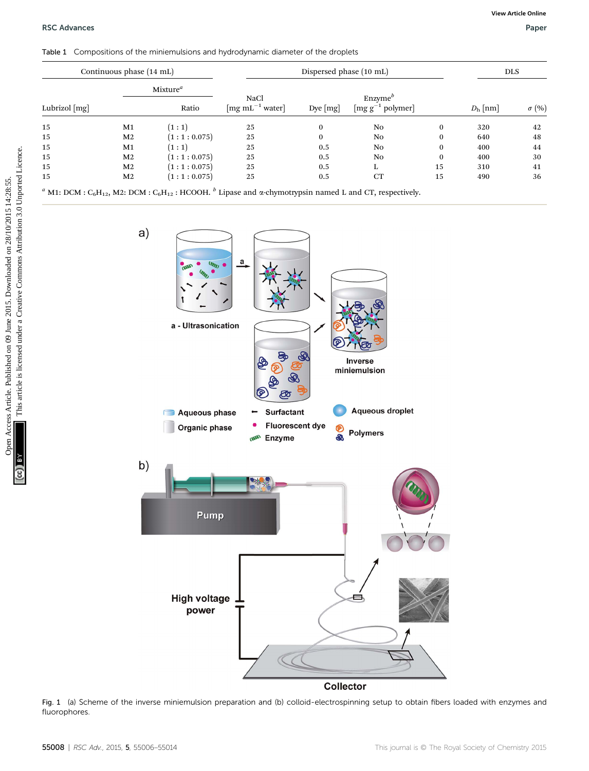Table 1 Compositions of the miniemulsions and hydrodynamic diameter of the droplets

| Continuous phase (14 mL) | | | Dispersed phase (10 mL) | | | | DLS | |
|---|---|---|---|---|---|---|---|---|
| | Mixture[a] | | | | | | | |
| Lubrizol [mg] | | Ratio | NaCl [mg mL$^{-1}$ water] | Dye [mg] | Enzyme[b] [mg g$^{-1}$ polymer] | | $D_h$ [nm] | $\sigma$ (%) |
| 15 | M1 | (1 : 1) | 25 | 0 | No | 0 | 320 | 42 |
| 15 | M2 | (1 : 1 : 0.075) | 25 | 0 | No | 0 | 640 | 48 |
| 15 | M1 | (1 : 1) | 25 | 0.5 | No | 0 | 400 | 44 |
| 15 | M2 | (1 : 1 : 0.075) | 25 | 0.5 | No | 0 | 400 | 30 |
| 15 | M2 | (1 : 1 : 0.075) | 25 | 0.5 | L | 15 | 310 | 41 |
| 15 | M2 | (1 : 1 : 0.075) | 25 | 0.5 | CT | 15 | 490 | 36 |

[a] M1: DCM : $C_6H_{12}$, M2: DCM : $C_6H_{12}$ : HCOOH. [b] Lipase and α-chymotrypsin named L and CT, respectively.

Fig. 1 (a) Scheme of the inverse miniemulsion preparation and (b) colloid-electrospinning setup to obtain fibers loaded with enzymes and fluorophores.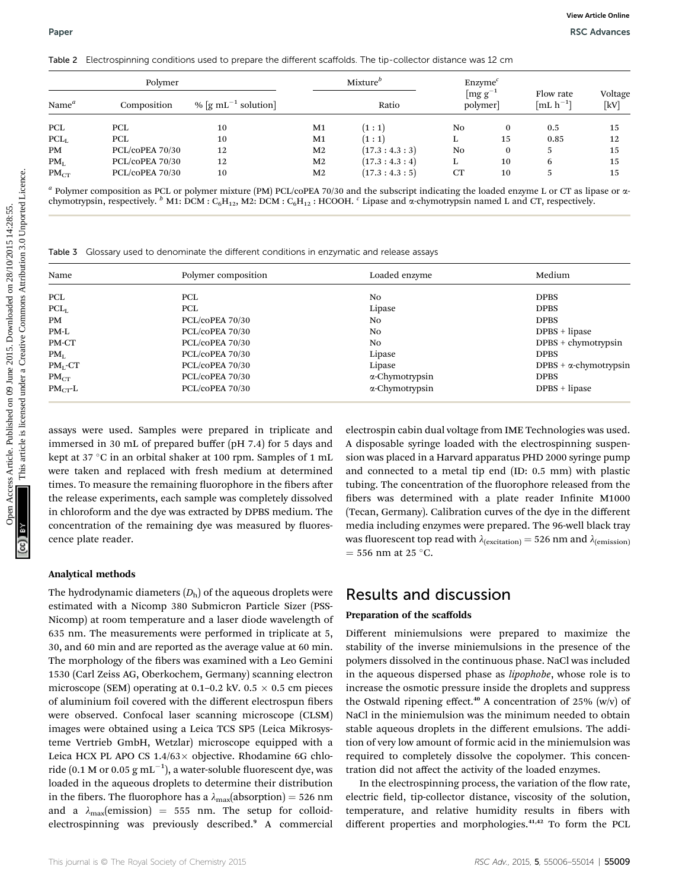Table 2 Electrospinning conditions used to prepare the different scaffolds. The tip-collector distance was 12 cm

| Polymer | | | Mixture[b] | | Enzyme[c] [mg g$^{-1}$ polymer] | | Flow rate [mL h$^{-1}$] | Voltage [kV] |
|---|---|---|---|---|---|---|---|---|
| Name[a] | Composition | % [g mL$^{-1}$ solution] | | Ratio | | | | |
| PCL | PCL | 10 | M1 | (1 : 1) | No | 0 | 0.5 | 15 |
| $PCL_L$ | PCL | 10 | M1 | (1 : 1) | L | 15 | 0.85 | 12 |
| PM | PCL/coPEA 70/30 | 12 | M2 | (17.3 : 4.3 : 3) | No | 0 | 5 | 15 |
| $PM_L$ | PCL/coPEA 70/30 | 12 | M2 | (17.3 : 4.3 : 4) | L | 10 | 6 | 15 |
| $PM_{CT}$ | PCL/coPEA 70/30 | 10 | M2 | (17.3 : 4.3 : 5) | CT | 10 | 5 | 15 |

[a] Polymer composition as PCL or polymer mixture (PM) PCL/coPEA 70/30 and the subscript indicating the loaded enzyme L or CT as lipase or α-chymotrypsin, respectively. [b] M1: DCM : $C_6H_{12}$, M2: DCM : $C_6H_{12}$ : HCOOH. [c] Lipase and α-chymotrypsin named L and CT, respectively.

Table 3 Glossary used to denominate the different conditions in enzymatic and release assays

| Name | Polymer composition | Loaded enzyme | Medium |
|---|---|---|---|
| PCL | PCL | No | DPBS |
| $PCL_L$ | PCL | Lipase | DPBS |
| PM | PCL/coPEA 70/30 | No | DPBS |
| PM-L | PCL/coPEA 70/30 | No | DPBS + lipase |
| PM-CT | PCL/coPEA 70/30 | No | DPBS + chymotrypsin |
| $PM_L$ | PCL/coPEA 70/30 | Lipase | DPBS |
| $PM_L$-CT | PCL/coPEA 70/30 | Lipase | DPBS + α-chymotrypsin |
| $PM_{CT}$ | PCL/coPEA 70/30 | α-Chymotrypsin | DPBS |
| $PM_{CT}$-L | PCL/coPEA 70/30 | α-Chymotrypsin | DPBS + lipase |

assays were used. Samples were prepared in triplicate and immersed in 30 mL of prepared buffer (pH 7.4) for 5 days and kept at 37 °C in an orbital shaker at 100 rpm. Samples of 1 mL were taken and replaced with fresh medium at determined times. To measure the remaining fluorophore in the fibers after the release experiments, each sample was completely dissolved in chloroform and the dye was extracted by DPBS medium. The concentration of the remaining dye was measured by fluorescence plate reader.

### Analytical methods

The hydrodynamic diameters ($D_h$) of the aqueous droplets were estimated with a Nicomp 380 Submicron Particle Sizer (PSS-Nicomp) at room temperature and a laser diode wavelength of 635 nm. The measurements were performed in triplicate at 5, 30, and 60 min and are reported as the average value at 60 min. The morphology of the fibers was examined with a Leo Gemini 1530 (Carl Zeiss AG, Oberkochem, Germany) scanning electron microscope (SEM) operating at 0.1–0.2 kV. 0.5 × 0.5 cm pieces of aluminium foil covered with the different electrospun fibers were observed. Confocal laser scanning microscope (CLSM) images were obtained using a Leica TCS SP5 (Leica Mikrosysteme Vertrieb GmbH, Wetzlar) microscope equipped with a Leica HCX PL APO CS 1.4/63× objective. Rhodamine 6G chloride (0.1 M or 0.05 g mL$^{-1}$), a water-soluble fluorescent dye, was loaded in the aqueous droplets to determine their distribution in the fibers. The fluorophore has a $\lambda_{max}$(absorption) = 526 nm and a $\lambda_{max}$(emission) = 555 nm. The setup for colloid-electrospinning was previously described.[9] A commercial electrospin cabin dual voltage from IME Technologies was used. A disposable syringe loaded with the electrospinning suspension was placed in a Harvard apparatus PHD 2000 syringe pump and connected to a metal tip end (ID: 0.5 mm) with plastic tubing. The concentration of the fluorophore released from the fibers was determined with a plate reader Infinite M1000 (Tecan, Germany). Calibration curves of the dye in the different media including enzymes were prepared. The 96-well black tray was fluorescent top read with $\lambda_{(excitation)}$ = 526 nm and $\lambda_{(emission)}$ = 556 nm at 25 °C.

## Results and discussion

### Preparation of the scaffolds

Different miniemulsions were prepared to maximize the stability of the inverse miniemulsions in the presence of the polymers dissolved in the continuous phase. NaCl was included in the aqueous dispersed phase as *lipophobe*, whose role is to increase the osmotic pressure inside the droplets and suppress the Ostwald ripening effect.[40] A concentration of 25% (w/v) of NaCl in the miniemulsion was the minimum needed to obtain stable aqueous droplets in the different emulsions. The addition of very low amount of formic acid in the miniemulsion was required to completely dissolve the copolymer. This concentration did not affect the activity of the loaded enzymes.

In the electrospinning process, the variation of the flow rate, electric field, tip-collector distance, viscosity of the solution, temperature, and relative humidity results in fibers with different properties and morphologies.[41,42] To form the PCL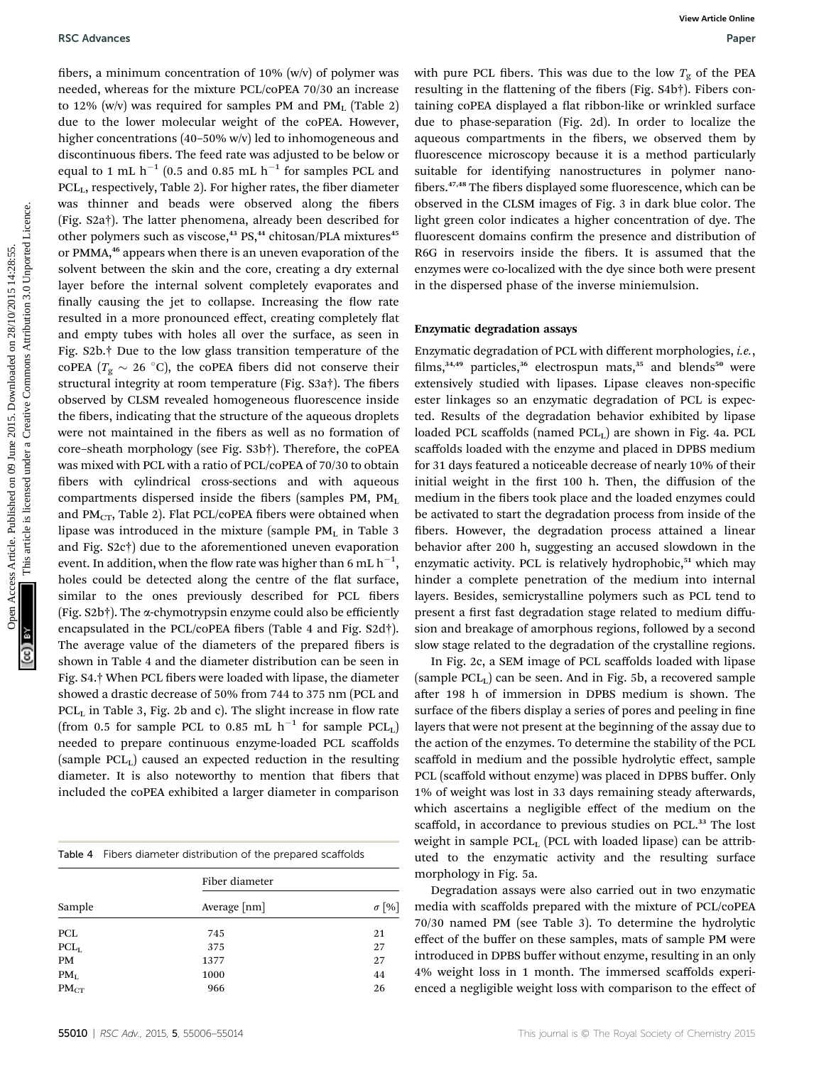fibers, a minimum concentration of 10% (w/v) of polymer was needed, whereas for the mixture PCL/coPEA 70/30 an increase to 12% (w/v) was required for samples PM and $PM_L$ (Table 2) due to the lower molecular weight of the coPEA. However, higher concentrations (40–50% w/v) led to inhomogeneous and discontinuous fibers. The feed rate was adjusted to be below or equal to 1 mL $h^{-1}$ (0.5 and 0.85 mL $h^{-1}$ for samples PCL and $PCL_L$, respectively, Table 2). For higher rates, the fiber diameter was thinner and beads were observed along the fibers (Fig. S2a†). The latter phenomena, already been described for other polymers such as viscose,[43] PS,[44] chitosan/PLA mixtures[45] or PMMA,[46] appears when there is an uneven evaporation of the solvent between the skin and the core, creating a dry external layer before the internal solvent completely evaporates and finally causing the jet to collapse. Increasing the flow rate resulted in a more pronounced effect, creating completely flat and empty tubes with holes all over the surface, as seen in Fig. S2b.† Due to the low glass transition temperature of the coPEA ($T_g \sim 26$ °C), the coPEA fibers did not conserve their structural integrity at room temperature (Fig. S3a†). The fibers observed by CLSM revealed homogeneous fluorescence inside the fibers, indicating that the structure of the aqueous droplets were not maintained in the fibers as well as no formation of core–sheath morphology (see Fig. S3b†). Therefore, the coPEA was mixed with PCL with a ratio of PCL/coPEA of 70/30 to obtain fibers with cylindrical cross-sections and with aqueous compartments dispersed inside the fibers (samples PM, $PM_L$ and $PM_{CT}$, Table 2). Flat PCL/coPEA fibers were obtained when lipase was introduced in the mixture (sample $PM_L$ in Table 3 and Fig. S2c†) due to the aforementioned uneven evaporation event. In addition, when the flow rate was higher than 6 mL $h^{-1}$, holes could be detected along the centre of the flat surface, similar to the ones previously described for PCL fibers (Fig. S2b†). The α-chymotrypsin enzyme could also be efficiently encapsulated in the PCL/coPEA fibers (Table 4 and Fig. S2d†). The average value of the diameters of the prepared fibers is shown in Table 4 and the diameter distribution can be seen in Fig. S4.† When PCL fibers were loaded with lipase, the diameter showed a drastic decrease of 50% from 744 to 375 nm (PCL and $PCL_L$ in Table 3, Fig. 2b and c). The slight increase in flow rate (from 0.5 for sample PCL to 0.85 mL $h^{-1}$ for sample $PCL_L$) needed to prepare continuous enzyme-loaded PCL scaffolds (sample $PCL_L$) caused an expected reduction in the resulting diameter. It is also noteworthy to mention that fibers that included the coPEA exhibited a larger diameter in comparison

Table 4 Fibers diameter distribution of the prepared scaffolds

| | Fiber diameter | |
|---|---|---|
| Sample | Average [nm] | σ [%] |
| PCL | 745 | 21 |
| $PCL_L$ | 375 | 27 |
| PM | 1377 | 27 |
| $PM_L$ | 1000 | 44 |
| $PM_{CT}$ | 966 | 26 |

with pure PCL fibers. This was due to the low $T_g$ of the PEA resulting in the flattening of the fibers (Fig. S4b†). Fibers containing coPEA displayed a flat ribbon-like or wrinkled surface due to phase-separation (Fig. 2d). In order to localize the aqueous compartments in the fibers, we observed them by fluorescence microscopy because it is a method particularly suitable for identifying nanostructures in polymer nanofibers.[47,48] The fibers displayed some fluorescence, which can be observed in the CLSM images of Fig. 3 in dark blue color. The light green color indicates a higher concentration of dye. The fluorescent domains confirm the presence and distribution of R6G in reservoirs inside the fibers. It is assumed that the enzymes were co-localized with the dye since both were present in the dispersed phase of the inverse miniemulsion.

### Enzymatic degradation assays

Enzymatic degradation of PCL with different morphologies, *i.e.*, films,[34,49] particles,[36] electrospun mats,[35] and blends[50] were extensively studied with lipases. Lipase cleaves non-specific ester linkages so an enzymatic degradation of PCL is expected. Results of the degradation behavior exhibited by lipase loaded PCL scaffolds (named $PCL_L$) are shown in Fig. 4a. PCL scaffolds loaded with the enzyme and placed in DPBS medium for 31 days featured a noticeable decrease of nearly 10% of their initial weight in the first 100 h. Then, the diffusion of the medium in the fibers took place and the loaded enzymes could be activated to start the degradation process from inside of the fibers. However, the degradation process attained a linear behavior after 200 h, suggesting an accused slowdown in the enzymatic activity. PCL is relatively hydrophobic,[51] which may hinder a complete penetration of the medium into internal layers. Besides, semicrystalline polymers such as PCL tend to present a first fast degradation stage related to medium diffusion and breakage of amorphous regions, followed by a second slow stage related to the degradation of the crystalline regions.

In Fig. 2c, a SEM image of PCL scaffolds loaded with lipase (sample $PCL_L$) can be seen. And in Fig. 5b, a recovered sample after 198 h of immersion in DPBS medium is shown. The surface of the fibers display a series of pores and peeling in fine layers that were not present at the beginning of the assay due to the action of the enzymes. To determine the stability of the PCL scaffold in medium and the possible hydrolytic effect, sample PCL (scaffold without enzyme) was placed in DPBS buffer. Only 1% of weight was lost in 33 days remaining steady afterwards, which ascertains a negligible effect of the medium on the scaffold, in accordance to previous studies on PCL.[33] The lost weight in sample $PCL_L$ (PCL with loaded lipase) can be attributed to the enzymatic activity and the resulting surface morphology in Fig. 5a.

Degradation assays were also carried out in two enzymatic media with scaffolds prepared with the mixture of PCL/coPEA 70/30 named PM (see Table 3). To determine the hydrolytic effect of the buffer on these samples, mats of sample PM were introduced in DPBS buffer without enzyme, resulting in an only 4% weight loss in 1 month. The immersed scaffolds experienced a negligible weight loss with comparison to the effect of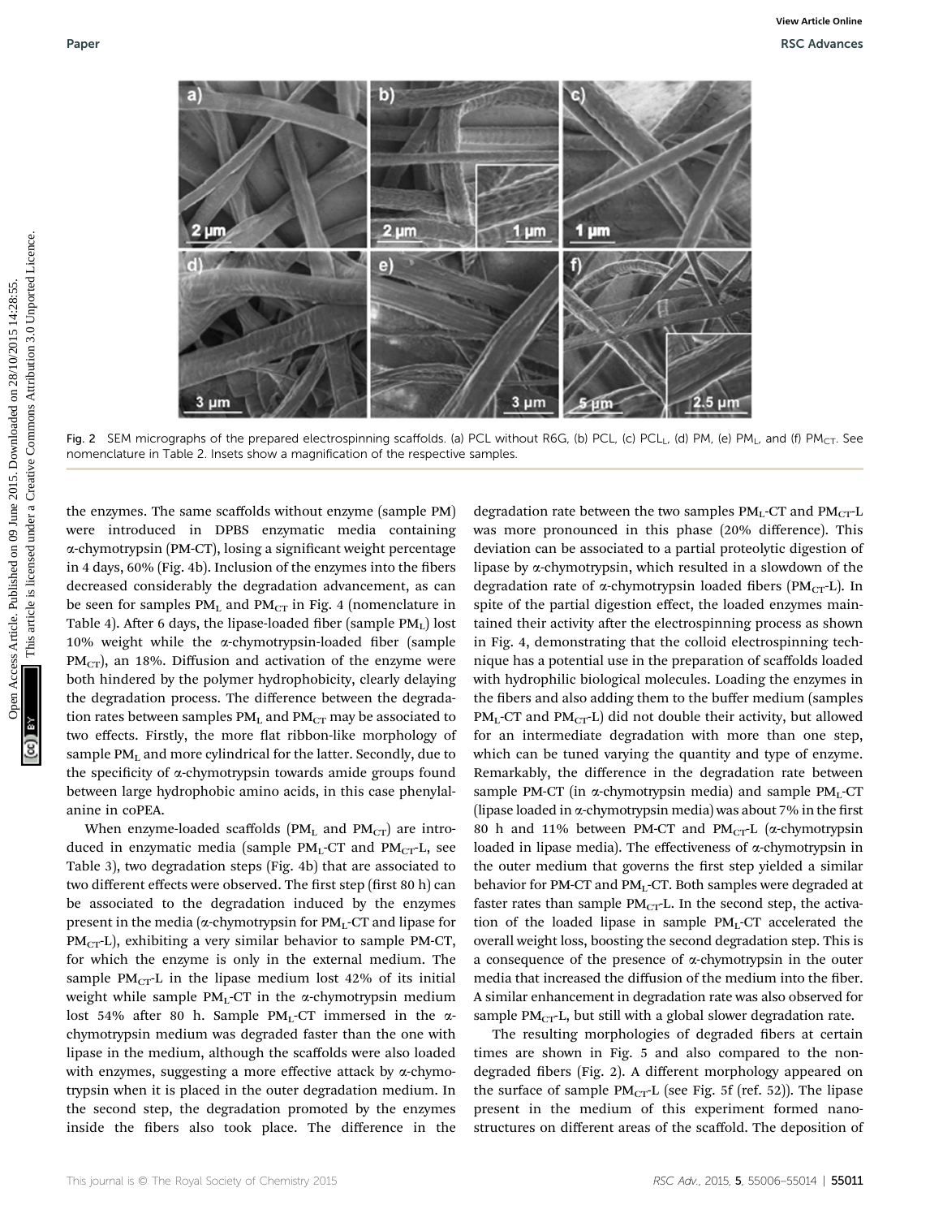Fig. 2 SEM micrographs of the prepared electrospinning scaffolds. (a) PCL without R6G, (b) PCL, (c) $PCL_L$, (d) PM, (e) $PM_L$, and (f) $PM_{CT}$. See nomenclature in Table 2. Insets show a magnification of the respective samples.

the enzymes. The same scaffolds without enzyme (sample PM) were introduced in DPBS enzymatic media containing α-chymotrypsin (PM-CT), losing a significant weight percentage in 4 days, 60% (Fig. 4b). Inclusion of the enzymes into the fibers decreased considerably the degradation advancement, as can be seen for samples $PM_L$ and $PM_{CT}$ in Fig. 4 (nomenclature in Table 4). After 6 days, the lipase-loaded fiber (sample $PM_L$) lost 10% weight while the α-chymotrypsin-loaded fiber (sample $PM_{CT}$), an 18%. Diffusion and activation of the enzyme were both hindered by the polymer hydrophobicity, clearly delaying the degradation process. The difference between the degradation rates between samples $PM_L$ and $PM_{CT}$ may be associated to two effects. Firstly, the more flat ribbon-like morphology of sample $PM_L$ and more cylindrical for the latter. Secondly, due to the specificity of α-chymotrypsin towards amide groups found between large hydrophobic amino acids, in this case phenylalanine in coPEA.

When enzyme-loaded scaffolds ($PM_L$ and $PM_{CT}$) are introduced in enzymatic media (sample $PM_L$-CT and $PM_{CT}$-L, see Table 3), two degradation steps (Fig. 4b) that are associated to two different effects were observed. The first step (first 80 h) can be associated to the degradation induced by the enzymes present in the media (α-chymotrypsin for $PM_L$-CT and lipase for $PM_{CT}$-L), exhibiting a very similar behavior to sample PM-CT, for which the enzyme is only in the external medium. The sample $PM_{CT}$-L in the lipase medium lost 42% of its initial weight while sample $PM_L$-CT in the α-chymotrypsin medium lost 54% after 80 h. Sample $PM_L$-CT immersed in the α-chymotrypsin medium was degraded faster than the one with lipase in the medium, although the scaffolds were also loaded with enzymes, suggesting a more effective attack by α-chymotrypsin when it is placed in the outer degradation medium. In the second step, the degradation promoted by the enzymes inside the fibers also took place. The difference in the degradation rate between the two samples $PM_L$-CT and $PM_{CT}$-L was more pronounced in this phase (20% difference). This deviation can be associated to a partial proteolytic digestion of lipase by α-chymotrypsin, which resulted in a slowdown of the degradation rate of α-chymotrypsin loaded fibers ($PM_{CT}$-L). In spite of the partial digestion effect, the loaded enzymes maintained their activity after the electrospinning process as shown in Fig. 4, demonstrating that the colloid electrospinning technique has a potential use in the preparation of scaffolds loaded with hydrophilic biological molecules. Loading the enzymes in the fibers and also adding them to the buffer medium (samples $PM_L$-CT and $PM_{CT}$-L) did not double their activity, but allowed for an intermediate degradation with more than one step, which can be tuned varying the quantity and type of enzyme. Remarkably, the difference in the degradation rate between sample PM-CT (in α-chymotrypsin media) and sample $PM_L$-CT (lipase loaded in α-chymotrypsin media) was about 7% in the first 80 h and 11% between PM-CT and $PM_{CT}$-L (α-chymotrypsin loaded in lipase media). The effectiveness of α-chymotrypsin in the outer medium that governs the first step yielded a similar behavior for PM-CT and $PM_L$-CT. Both samples were degraded at faster rates than sample $PM_{CT}$-L. In the second step, the activation of the loaded lipase in sample $PM_L$-CT accelerated the overall weight loss, boosting the second degradation step. This is a consequence of the presence of α-chymotrypsin in the outer media that increased the diffusion of the medium into the fiber. A similar enhancement in degradation rate was also observed for sample $PM_{CT}$-L, but still with a global slower degradation rate.

The resulting morphologies of degraded fibers at certain times are shown in Fig. 5 and also compared to the non-degraded fibers (Fig. 2). A different morphology appeared on the surface of sample $PM_{CT}$-L (see Fig. 5f (ref. 52)). The lipase present in the medium of this experiment formed nanostructures on different areas of the scaffold. The deposition of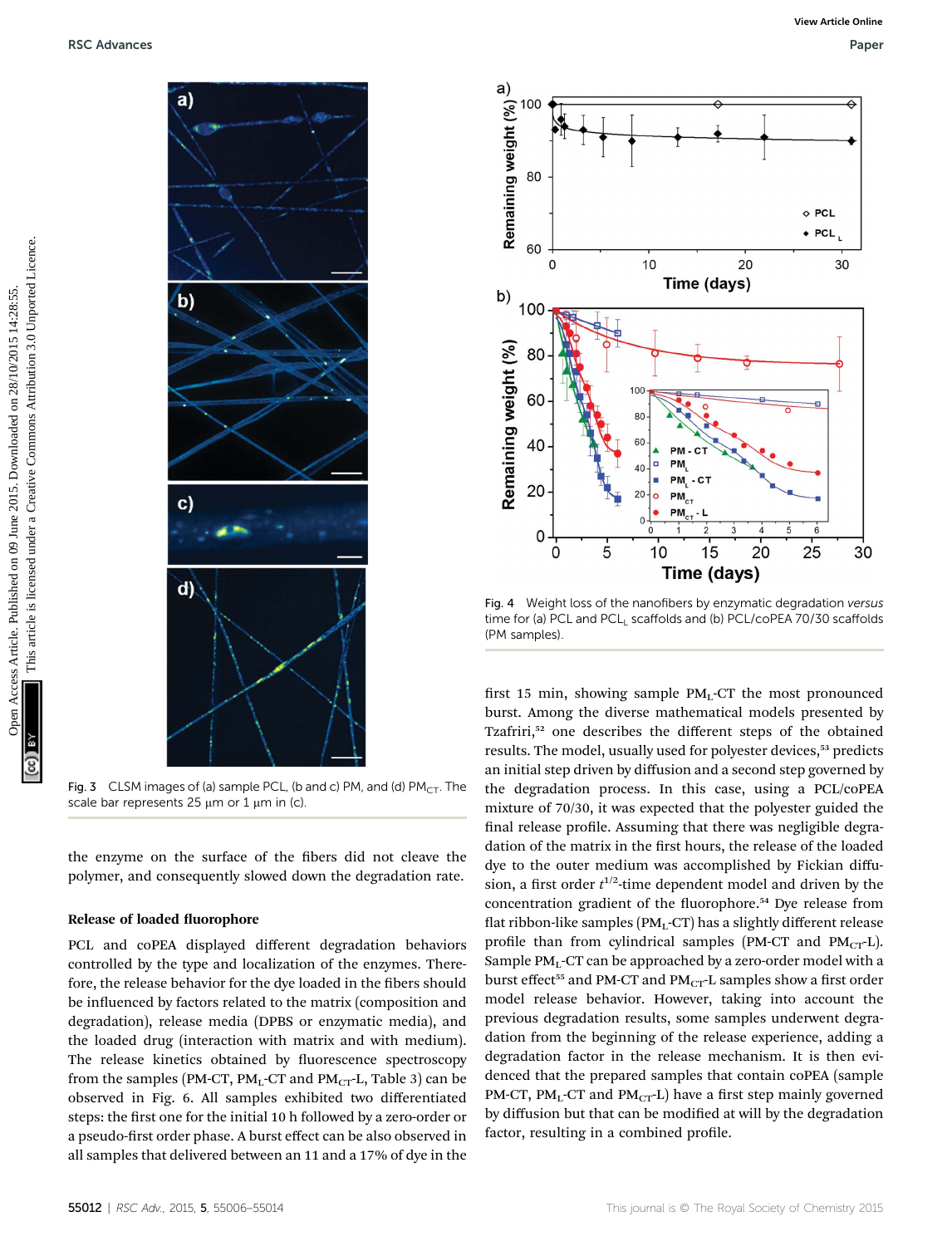a)

b)

c)

d)

Fig. 3 CLSM images of (a) sample PCL, (b and c) PM, and (d) $PM_{CT}$. The scale bar represents 25 μm or 1 μm in (c).

the enzyme on the surface of the fibers did not cleave the polymer, and consequently slowed down the degradation rate.

### Release of loaded fluorophore

PCL and coPEA displayed different degradation behaviors controlled by the type and localization of the enzymes. Therefore, the release behavior for the dye loaded in the fibers should be influenced by factors related to the matrix (composition and degradation), release media (DPBS or enzymatic media), and the loaded drug (interaction with matrix and with medium). The release kinetics obtained by fluorescence spectroscopy from the samples (PM-CT, $PM_L$-CT and $PM_{CT}$-L, Table 3) can be observed in Fig. 6. All samples exhibited two differentiated steps: the first one for the initial 10 h followed by a zero-order or a pseudo-first order phase. A burst effect can be also observed in all samples that delivered between an 11 and a 17% of dye in the first 15 min, showing sample $PM_L$-CT the most pronounced burst. Among the diverse mathematical models presented by Tzafriri,[52] one describes the different steps of the obtained results. The model, usually used for polyester devices,[53] predicts an initial step driven by diffusion and a second step governed by the degradation process. In this case, using a PCL/coPEA mixture of 70/30, it was expected that the polyester guided the final release profile. Assuming that there was negligible degradation of the matrix in the first hours, the release of the loaded dye to the outer medium was accomplished by Fickian diffusion, a first order $t^{1/2}$-time dependent model and driven by the concentration gradient of the fluorophore.[54] Dye release from flat ribbon-like samples ($PM_L$-CT) has a slightly different release profile than from cylindrical samples (PM-CT and $PM_{CT}$-L). Sample $PM_L$-CT can be approached by a zero-order model with a burst effect[55] and PM-CT and $PM_{CT}$-L samples show a first order model release behavior. However, taking into account the previous degradation results, some samples underwent degradation from the beginning of the release experience, adding a degradation factor in the release mechanism. It is then evidenced that the prepared samples that contain coPEA (sample PM-CT, $PM_L$-CT and $PM_{CT}$-L) have a first step mainly governed by diffusion but that can be modified at will by the degradation factor, resulting in a combined profile.

a)
Remaining weight (%)
100
80
60
0
10
20
30
Time (days)
◇ PCL
◆ $PCL_L$

b)
Remaining weight (%)
100
80
60
40
20
0
0
5
10
15
20
25
30
Time (days)
PM - CT
$PM_L$
$PM_L$ - CT
$PM_{CT}$
$PM_{CT}$ - L

Fig. 4 Weight loss of the nanofibers by enzymatic degradation *versus* time for (a) PCL and $PCL_L$ scaffolds and (b) PCL/coPEA 70/30 scaffolds (PM samples).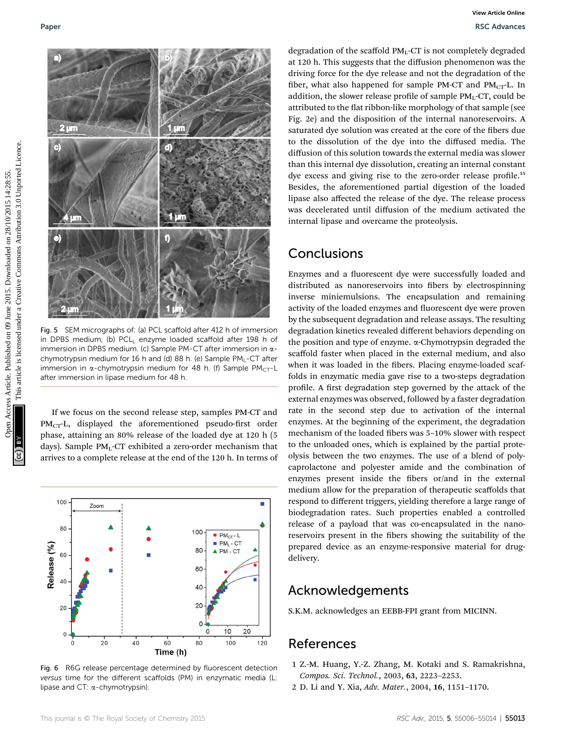Fig. 5 SEM micrographs of: (a) PCL scaffold after 412 h of immersion in DPBS medium, (b) $PCL_L$ enzyme loaded scaffold after 198 h of immersion in DPBS medium. (c) Sample PM-CT after immersion in α-chymotrypsin medium for 16 h and (d) 88 h. (e) Sample $PM_L$-CT after immersion in α-chymotrypsin medium for 48 h. (f) Sample $PM_{CT}$-L after immersion in lipase medium for 48 h.

If we focus on the second release step, samples PM-CT and $PM_{CT}$-L, displayed the aforementioned pseudo-first order phase, attaining an 80% release of the loaded dye at 120 h (5 days). Sample $PM_L$-CT exhibited a zero-order mechanism that arrives to a complete release at the end of the 120 h. In terms of

Zoom

Release (%)

Time (h)

$PM_{CT}$ - L

$PM_L$ - CT

PM - CT

Fig. 6 R6G release percentage determined by fluorescent detection *versus* time for the different scaffolds (PM) in enzymatic media (L: lipase and CT: α-chymotrypsin).

degradation of the scaffold $PM_L$-CT is not completely degraded at 120 h. This suggests that the diffusion phenomenon was the driving force for the dye release and not the degradation of the fiber, what also happened for sample PM-CT and $PM_{CT}$-L. In addition, the slower release profile of sample $PM_L$-CT, could be attributed to the flat ribbon-like morphology of that sample (see Fig. 2e) and the disposition of the internal nanoreservoirs. A saturated dye solution was created at the core of the fibers due to the dissolution of the dye into the diffused media. The diffusion of this solution towards the external media was slower than this internal dye dissolution, creating an internal constant dye excess and giving rise to the zero-order release profile.[55] Besides, the aforementioned partial digestion of the loaded lipase also affected the release of the dye. The release process was decelerated until diffusion of the medium activated the internal lipase and overcame the proteolysis.

## Conclusions

Enzymes and a fluorescent dye were successfully loaded and distributed as nanoreservoirs into fibers by electrospinning inverse miniemulsions. The encapsulation and remaining activity of the loaded enzymes and fluorescent dye were proven by the subsequent degradation and release assays. The resulting degradation kinetics revealed different behaviors depending on the position and type of enzyme. α-Chymotrypsin degraded the scaffold faster when placed in the external medium, and also when it was loaded in the fibers. Placing enzyme-loaded scaffolds in enzymatic media gave rise to a two-steps degradation profile. A first degradation step governed by the attack of the external enzymes was observed, followed by a faster degradation rate in the second step due to activation of the internal enzymes. At the beginning of the experiment, the degradation mechanism of the loaded fibers was 5–10% slower with respect to the unloaded ones, which is explained by the partial proteolysis between the two enzymes. The use of a blend of polycaprolactone and polyester amide and the combination of enzymes present inside the fibers or/and in the external medium allow for the preparation of therapeutic scaffolds that respond to different triggers, yielding therefore a large range of biodegradation rates. Such properties enabled a controlled release of a payload that was co-encapsulated in the nanoreservoirs present in the fibers showing the suitability of the prepared device as an enzyme-responsive material for drug-delivery.

## Acknowledgements

S.K.M. acknowledges an EEBB-FPI grant from MICINN.

## References

1 Z.-M. Huang, Y.-Z. Zhang, M. Kotaki and S. Ramakrishna, *Compos. Sci. Technol.*, 2003, **63**, 2223–2253.

2 D. Li and Y. Xia, *Adv. Mater.*, 2004, **16**, 1151–1170.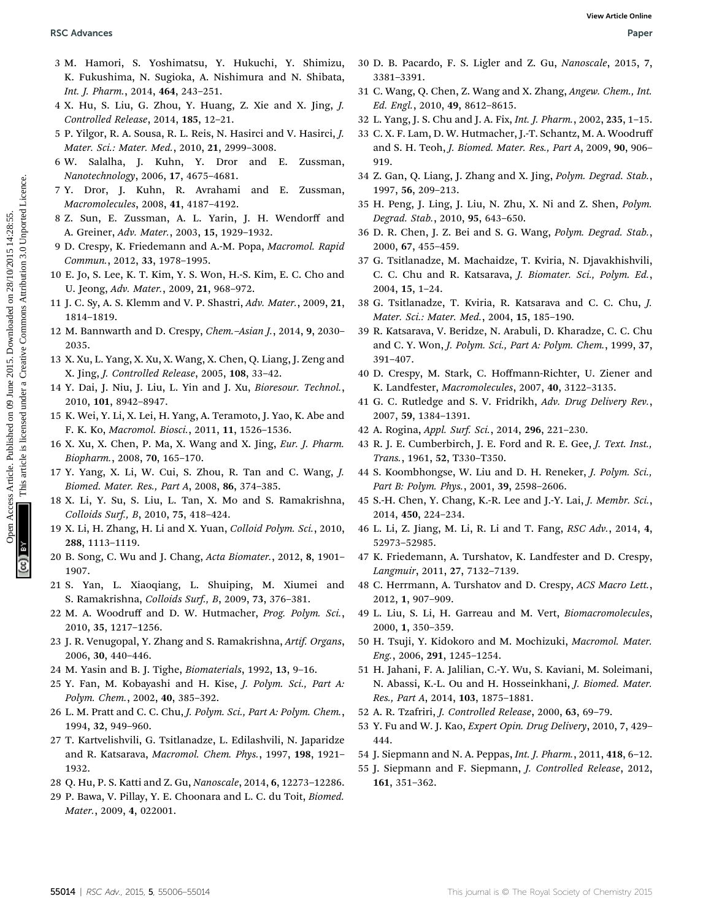3 M. Hamori, S. Yoshimatsu, Y. Hukuchi, Y. Shimizu, K. Fukushima, N. Sugioka, A. Nishimura and N. Shibata, *Int. J. Pharm.*, 2014, **464**, 243–251.

4 X. Hu, S. Liu, G. Zhou, Y. Huang, Z. Xie and X. Jing, *J. Controlled Release*, 2014, **185**, 12–21.

5 P. Yilgor, R. A. Sousa, R. L. Reis, N. Hasirci and V. Hasirci, *J. Mater. Sci.: Mater. Med.*, 2010, **21**, 2999–3008.

6 W. Salalha, J. Kuhn, Y. Dror and E. Zussman, *Nanotechnology*, 2006, **17**, 4675–4681.

7 Y. Dror, J. Kuhn, R. Avrahami and E. Zussman, *Macromolecules*, 2008, **41**, 4187–4192.

8 Z. Sun, E. Zussman, A. L. Yarin, J. H. Wendorff and A. Greiner, *Adv. Mater.*, 2003, **15**, 1929–1932.

9 D. Crespy, K. Friedemann and A.-M. Popa, *Macromol. Rapid Commun.*, 2012, **33**, 1978–1995.

10 E. Jo, S. Lee, K. T. Kim, Y. S. Won, H.-S. Kim, E. C. Cho and U. Jeong, *Adv. Mater.*, 2009, **21**, 968–972.

11 J. C. Sy, A. S. Klemm and V. P. Shastri, *Adv. Mater.*, 2009, **21**, 1814–1819.

12 M. Bannwarth and D. Crespy, *Chem.–Asian J.*, 2014, **9**, 2030–2035.

13 X. Xu, L. Yang, X. Xu, X. Wang, X. Chen, Q. Liang, J. Zeng and X. Jing, *J. Controlled Release*, 2005, **108**, 33–42.

14 Y. Dai, J. Niu, J. Liu, L. Yin and J. Xu, *Bioresour. Technol.*, 2010, **101**, 8942–8947.

15 K. Wei, Y. Li, X. Lei, H. Yang, A. Teramoto, J. Yao, K. Abe and F. K. Ko, *Macromol. Biosci.*, 2011, **11**, 1526–1536.

16 X. Xu, X. Chen, P. Ma, X. Wang and X. Jing, *Eur. J. Pharm. Biopharm.*, 2008, **70**, 165–170.

17 Y. Yang, X. Li, W. Cui, S. Zhou, R. Tan and C. Wang, *J. Biomed. Mater. Res., Part A*, 2008, **86**, 374–385.

18 X. Li, Y. Su, S. Liu, L. Tan, X. Mo and S. Ramakrishna, *Colloids Surf., B*, 2010, **75**, 418–424.

19 X. Li, H. Zhang, H. Li and X. Yuan, *Colloid Polym. Sci.*, 2010, **288**, 1113–1119.

20 B. Song, C. Wu and J. Chang, *Acta Biomater.*, 2012, **8**, 1901–1907.

21 S. Yan, L. Xiaoqiang, L. Shuiping, M. Xiumei and S. Ramakrishna, *Colloids Surf., B*, 2009, **73**, 376–381.

22 M. A. Woodruff and D. W. Hutmacher, *Prog. Polym. Sci.*, 2010, **35**, 1217–1256.

23 J. R. Venugopal, Y. Zhang and S. Ramakrishna, *Artif. Organs*, 2006, **30**, 440–446.

24 M. Yasin and B. J. Tighe, *Biomaterials*, 1992, **13**, 9–16.

25 Y. Fan, M. Kobayashi and H. Kise, *J. Polym. Sci., Part A: Polym. Chem.*, 2002, **40**, 385–392.

26 L. M. Pratt and C. C. Chu, *J. Polym. Sci., Part A: Polym. Chem.*, 1994, **32**, 949–960.

27 T. Kartvelishvili, G. Tsitlanadze, L. Edilashvili, N. Japaridze and R. Katsarava, *Macromol. Chem. Phys.*, 1997, **198**, 1921–1932.

28 Q. Hu, P. S. Katti and Z. Gu, *Nanoscale*, 2014, **6**, 12273–12286.

29 P. Bawa, V. Pillay, Y. E. Choonara and L. C. du Toit, *Biomed. Mater.*, 2009, **4**, 022001.

30 D. B. Pacardo, F. S. Ligler and Z. Gu, *Nanoscale*, 2015, **7**, 3381–3391.

31 C. Wang, Q. Chen, Z. Wang and X. Zhang, *Angew. Chem., Int. Ed. Engl.*, 2010, **49**, 8612–8615.

32 L. Yang, J. S. Chu and J. A. Fix, *Int. J. Pharm.*, 2002, **235**, 1–15.

33 C. X. F. Lam, D. W. Hutmacher, J.-T. Schantz, M. A. Woodruff and S. H. Teoh, *J. Biomed. Mater. Res., Part A*, 2009, **90**, 906–919.

34 Z. Gan, Q. Liang, J. Zhang and X. Jing, *Polym. Degrad. Stab.*, 1997, **56**, 209–213.

35 H. Peng, J. Ling, J. Liu, N. Zhu, X. Ni and Z. Shen, *Polym. Degrad. Stab.*, 2010, **95**, 643–650.

36 D. R. Chen, J. Z. Bei and S. G. Wang, *Polym. Degrad. Stab.*, 2000, **67**, 455–459.

37 G. Tsitlanadze, M. Machaidze, T. Kviria, N. Djavakhishvili, C. C. Chu and R. Katsarava, *J. Biomater. Sci., Polym. Ed.*, 2004, **15**, 1–24.

38 G. Tsitlanadze, T. Kviria, R. Katsarava and C. C. Chu, *J. Mater. Sci.: Mater. Med.*, 2004, **15**, 185–190.

39 R. Katsarava, V. Beridze, N. Arabuli, D. Kharadze, C. C. Chu and C. Y. Won, *J. Polym. Sci., Part A: Polym. Chem.*, 1999, **37**, 391–407.

40 D. Crespy, M. Stark, C. Hoffmann-Richter, U. Ziener and K. Landfester, *Macromolecules*, 2007, **40**, 3122–3135.

41 G. C. Rutledge and S. V. Fridrikh, *Adv. Drug Delivery Rev.*, 2007, **59**, 1384–1391.

42 A. Rogina, *Appl. Surf. Sci.*, 2014, **296**, 221–230.

43 R. J. E. Cumberbirch, J. E. Ford and R. E. Gee, *J. Text. Inst., Trans.*, 1961, **52**, T330–T350.

44 S. Koombhongse, W. Liu and D. H. Reneker, *J. Polym. Sci., Part B: Polym. Phys.*, 2001, **39**, 2598–2606.

45 S.-H. Chen, Y. Chang, K.-R. Lee and J.-Y. Lai, *J. Membr. Sci.*, 2014, **450**, 224–234.

46 L. Li, Z. Jiang, M. Li, R. Li and T. Fang, *RSC Adv.*, 2014, **4**, 52973–52985.

47 K. Friedemann, A. Turshatov, K. Landfester and D. Crespy, *Langmuir*, 2011, **27**, 7132–7139.

48 C. Herrmann, A. Turshatov and D. Crespy, *ACS Macro Lett.*, 2012, **1**, 907–909.

49 L. Liu, S. Li, H. Garreau and M. Vert, *Biomacromolecules*, 2000, **1**, 350–359.

50 H. Tsuji, Y. Kidokoro and M. Mochizuki, *Macromol. Mater. Eng.*, 2006, **291**, 1245–1254.

51 H. Jahani, F. A. Jalilian, C.-Y. Wu, S. Kaviani, M. Soleimani, N. Abassi, K.-L. Ou and H. Hosseinkhani, *J. Biomed. Mater. Res., Part A*, 2014, **103**, 1875–1881.

52 A. R. Tzafriri, *J. Controlled Release*, 2000, **63**, 69–79.

53 Y. Fu and W. J. Kao, *Expert Opin. Drug Delivery*, 2010, **7**, 429–444.

54 J. Siepmann and N. A. Peppas, *Int. J. Pharm.*, 2011, **418**, 6–12.

55 J. Siepmann and F. Siepmann, *J. Controlled Release*, 2012, **161**, 351–362.